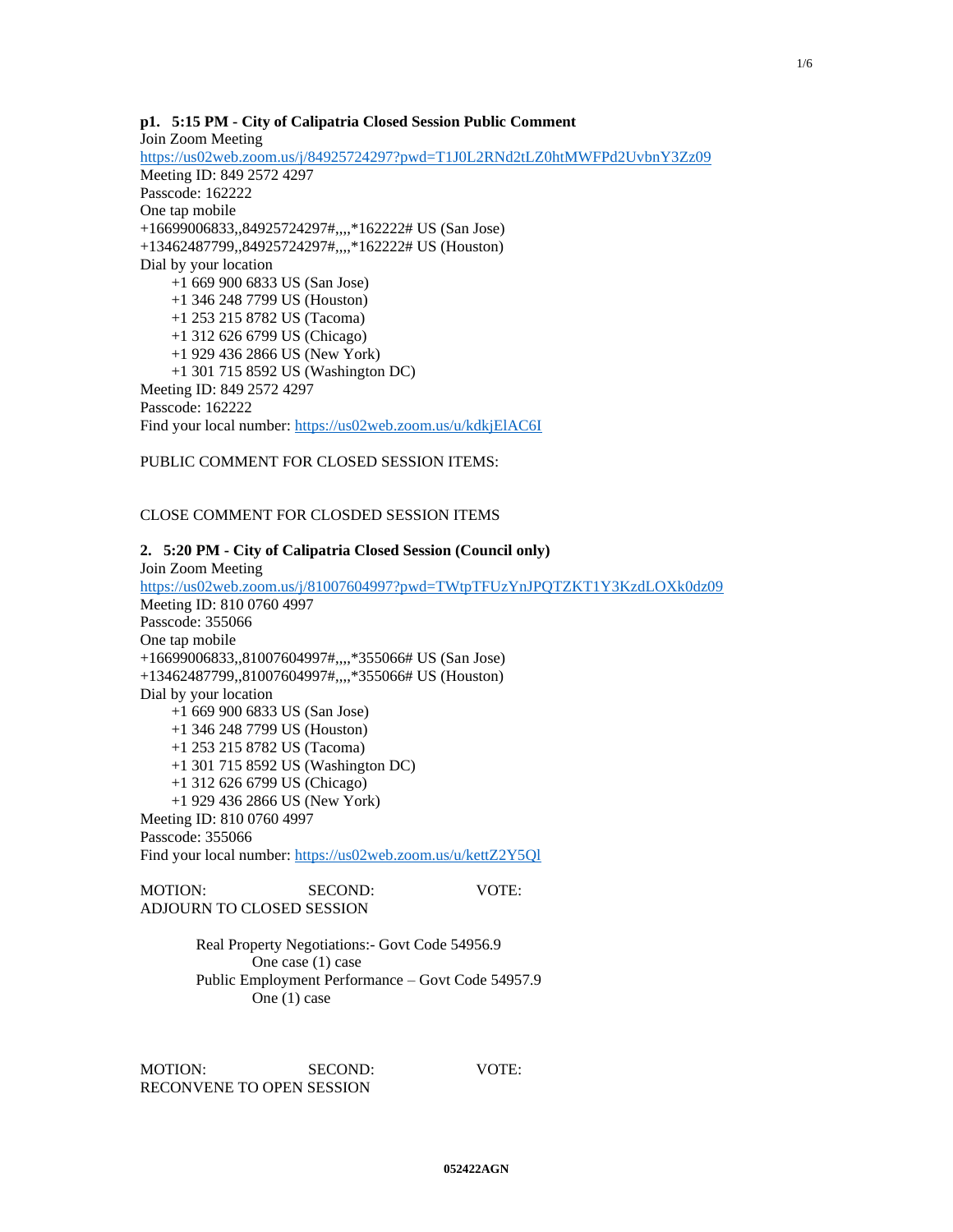**p1. 5:15 PM - City of Calipatria Closed Session Public Comment**

Join Zoom Meeting
https://us02web.zoom.us/j/84925724297?pwd=T1J0L2RNd2tLZ0htMWFPd2UvbnY3Zz09
Meeting ID: 849 2572 4297
Passcode: 162222
One tap mobile
+16699006833,,84925724297#,,,,*162222# US (San Jose)
+13462487799,,84925724297#,,,,*162222# US (Houston)
Dial by your location
+1 669 900 6833 US (San Jose)
+1 346 248 7799 US (Houston)
+1 253 215 8782 US (Tacoma)
+1 312 626 6799 US (Chicago)
+1 929 436 2866 US (New York)
+1 301 715 8592 US (Washington DC)
Meeting ID: 849 2572 4297
Passcode: 162222
Find your local number: https://us02web.zoom.us/u/kdkjElAC6I

PUBLIC COMMENT FOR CLOSED SESSION ITEMS:

CLOSE COMMENT FOR CLOSDED SESSION ITEMS

**2. 5:20 PM - City of Calipatria Closed Session (Council only)**

Join Zoom Meeting
https://us02web.zoom.us/j/81007604997?pwd=TWtpTFUzYnJPQTZKT1Y3KzdLOXk0dz09
Meeting ID: 810 0760 4997
Passcode: 355066
One tap mobile
+16699006833,,81007604997#,,,,*355066# US (San Jose)
+13462487799,,81007604997#,,,,*355066# US (Houston)
Dial by your location
+1 669 900 6833 US (San Jose)
+1 346 248 7799 US (Houston)
+1 253 215 8782 US (Tacoma)
+1 301 715 8592 US (Washington DC)
+1 312 626 6799 US (Chicago)
+1 929 436 2866 US (New York)
Meeting ID: 810 0760 4997
Passcode: 355066
Find your local number: https://us02web.zoom.us/u/kettZ2Y5Ql

MOTION: SECOND: VOTE:
ADJOURN TO CLOSED SESSION

Real Property Negotiations:- Govt Code 54956.9
One case (1) case
Public Employment Performance – Govt Code 54957.9
One (1) case

MOTION: SECOND: VOTE:
RECONVENE TO OPEN SESSION

052422AGN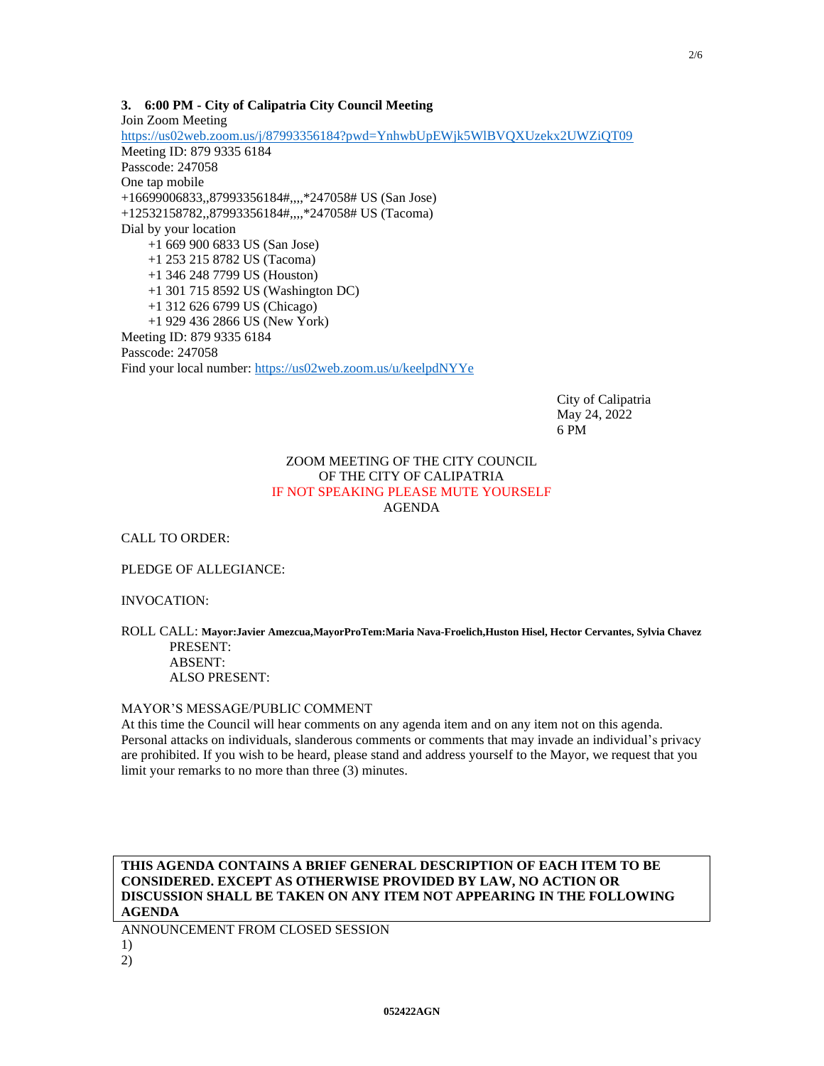**3. 6:00 PM - City of Calipatria City Council Meeting**

Join Zoom Meeting
https://us02web.zoom.us/j/87993356184?pwd=YnhwbUpEWjk5WlBVQXUzekx2UWZiQT09
Meeting ID: 879 9335 6184
Passcode: 247058
One tap mobile
+16699006833,,87993356184#,,,,*247058# US (San Jose)
+12532158782,,87993356184#,,,,*247058# US (Tacoma)
Dial by your location
+1 669 900 6833 US (San Jose)
+1 253 215 8782 US (Tacoma)
+1 346 248 7799 US (Houston)
+1 301 715 8592 US (Washington DC)
+1 312 626 6799 US (Chicago)
+1 929 436 2866 US (New York)
Meeting ID: 879 9335 6184
Passcode: 247058
Find your local number: https://us02web.zoom.us/u/keelpdNYYe

City of Calipatria
May 24, 2022
6 PM

ZOOM MEETING OF THE CITY COUNCIL
OF THE CITY OF CALIPATRIA
IF NOT SPEAKING PLEASE MUTE YOURSELF
AGENDA

CALL TO ORDER:

PLEDGE OF ALLEGIANCE:

INVOCATION:

ROLL CALL: **Mayor:Javier Amezcua,MayorProTem:Maria Nava-Froelich,Huston Hisel, Hector Cervantes, Sylvia Chavez**
PRESENT:
ABSENT:
ALSO PRESENT:

MAYOR'S MESSAGE/PUBLIC COMMENT
At this time the Council will hear comments on any agenda item and on any item not on this agenda. Personal attacks on individuals, slanderous comments or comments that may invade an individual's privacy are prohibited. If you wish to be heard, please stand and address yourself to the Mayor, we request that you limit your remarks to no more than three (3) minutes.

**THIS AGENDA CONTAINS A BRIEF GENERAL DESCRIPTION OF EACH ITEM TO BE CONSIDERED. EXCEPT AS OTHERWISE PROVIDED BY LAW, NO ACTION OR DISCUSSION SHALL BE TAKEN ON ANY ITEM NOT APPEARING IN THE FOLLOWING AGENDA**

ANNOUNCEMENT FROM CLOSED SESSION
1)
2)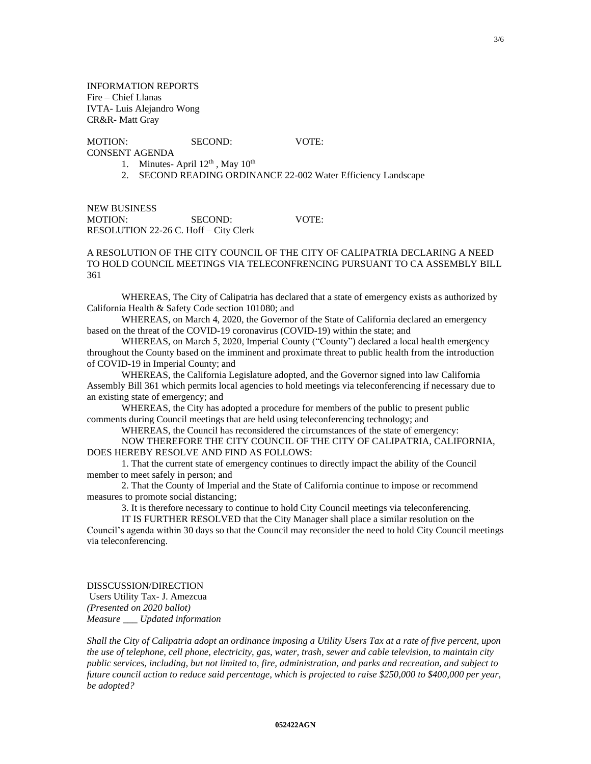INFORMATION REPORTS
Fire – Chief Llanas
IVTA- Luis Alejandro Wong
CR&R- Matt Gray

MOTION: SECOND: VOTE:

CONSENT AGENDA

1. Minutes- April 12th , May 10th
2. SECOND READING ORDINANCE 22-002 Water Efficiency Landscape

NEW BUSINESS

MOTION: SECOND: VOTE:

RESOLUTION 22-26 C. Hoff – City Clerk

A RESOLUTION OF THE CITY COUNCIL OF THE CITY OF CALIPATRIA DECLARING A NEED TO HOLD COUNCIL MEETINGS VIA TELECONFRENCING PURSUANT TO CA ASSEMBLY BILL 361

WHEREAS, The City of Calipatria has declared that a state of emergency exists as authorized by California Health & Safety Code section 101080; and

WHEREAS, on March 4, 2020, the Governor of the State of California declared an emergency based on the threat of the COVID-19 coronavirus (COVID-19) within the state; and

WHEREAS, on March 5, 2020, Imperial County ("County") declared a local health emergency throughout the County based on the imminent and proximate threat to public health from the introduction of COVID-19 in Imperial County; and

WHEREAS, the California Legislature adopted, and the Governor signed into law California Assembly Bill 361 which permits local agencies to hold meetings via teleconferencing if necessary due to an existing state of emergency; and

WHEREAS, the City has adopted a procedure for members of the public to present public comments during Council meetings that are held using teleconferencing technology; and

WHEREAS, the Council has reconsidered the circumstances of the state of emergency:

NOW THEREFORE THE CITY COUNCIL OF THE CITY OF CALIPATRIA, CALIFORNIA, DOES HEREBY RESOLVE AND FIND AS FOLLOWS:

1. That the current state of emergency continues to directly impact the ability of the Council member to meet safely in person; and

2. That the County of Imperial and the State of California continue to impose or recommend measures to promote social distancing;

3. It is therefore necessary to continue to hold City Council meetings via teleconferencing.

IT IS FURTHER RESOLVED that the City Manager shall place a similar resolution on the Council's agenda within 30 days so that the Council may reconsider the need to hold City Council meetings via teleconferencing.

DISSCUSSION/DIRECTION
Users Utility Tax- J. Amezcua
*(Presented on 2020 ballot)*
*Measure ___ Updated information*

*Shall the City of Calipatria adopt an ordinance imposing a Utility Users Tax at a rate of five percent, upon the use of telephone, cell phone, electricity, gas, water, trash, sewer and cable television, to maintain city public services, including, but not limited to, fire, administration, and parks and recreation, and subject to future council action to reduce said percentage, which is projected to raise $250,000 to $400,000 per year, be adopted?*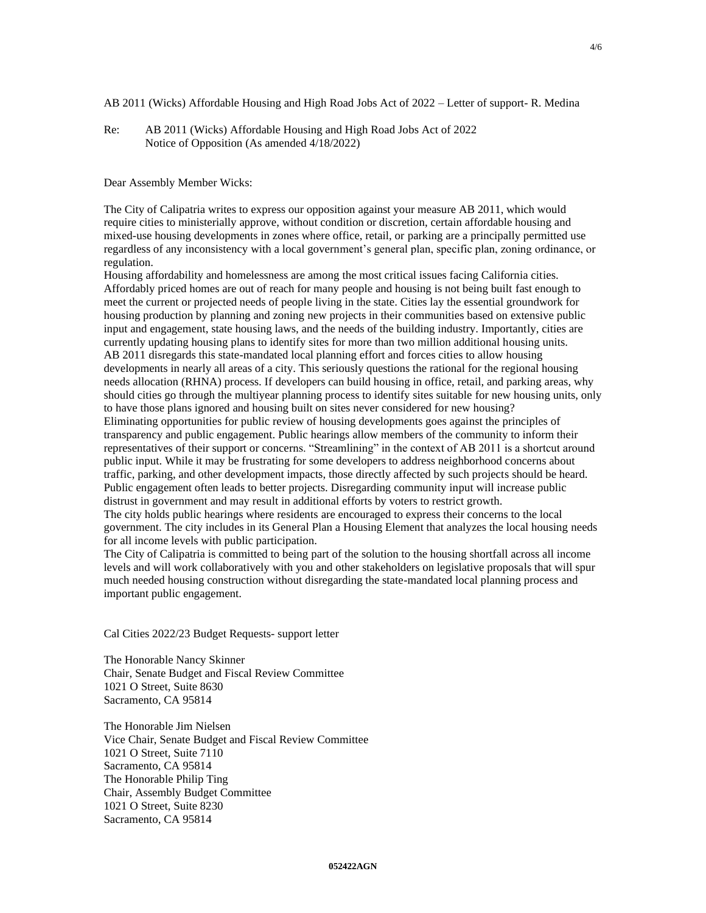AB 2011 (Wicks) Affordable Housing and High Road Jobs Act of 2022 – Letter of support- R. Medina

Re: AB 2011 (Wicks) Affordable Housing and High Road Jobs Act of 2022
Notice of Opposition (As amended 4/18/2022)

Dear Assembly Member Wicks:

The City of Calipatria writes to express our opposition against your measure AB 2011, which would require cities to ministerially approve, without condition or discretion, certain affordable housing and mixed-use housing developments in zones where office, retail, or parking are a principally permitted use regardless of any inconsistency with a local government's general plan, specific plan, zoning ordinance, or regulation.

Housing affordability and homelessness are among the most critical issues facing California cities. Affordably priced homes are out of reach for many people and housing is not being built fast enough to meet the current or projected needs of people living in the state. Cities lay the essential groundwork for housing production by planning and zoning new projects in their communities based on extensive public input and engagement, state housing laws, and the needs of the building industry. Importantly, cities are currently updating housing plans to identify sites for more than two million additional housing units.

AB 2011 disregards this state-mandated local planning effort and forces cities to allow housing developments in nearly all areas of a city. This seriously questions the rational for the regional housing needs allocation (RHNA) process. If developers can build housing in office, retail, and parking areas, why should cities go through the multiyear planning process to identify sites suitable for new housing units, only to have those plans ignored and housing built on sites never considered for new housing?

Eliminating opportunities for public review of housing developments goes against the principles of transparency and public engagement. Public hearings allow members of the community to inform their representatives of their support or concerns. "Streamlining" in the context of AB 2011 is a shortcut around public input. While it may be frustrating for some developers to address neighborhood concerns about traffic, parking, and other development impacts, those directly affected by such projects should be heard. Public engagement often leads to better projects. Disregarding community input will increase public distrust in government and may result in additional efforts by voters to restrict growth.

The city holds public hearings where residents are encouraged to express their concerns to the local government. The city includes in its General Plan a Housing Element that analyzes the local housing needs for all income levels with public participation.

The City of Calipatria is committed to being part of the solution to the housing shortfall across all income levels and will work collaboratively with you and other stakeholders on legislative proposals that will spur much needed housing construction without disregarding the state-mandated local planning process and important public engagement.

Cal Cities 2022/23 Budget Requests- support letter

The Honorable Nancy Skinner
Chair, Senate Budget and Fiscal Review Committee
1021 O Street, Suite 8630
Sacramento, CA 95814

The Honorable Jim Nielsen
Vice Chair, Senate Budget and Fiscal Review Committee
1021 O Street, Suite 7110
Sacramento, CA 95814

The Honorable Philip Ting
Chair, Assembly Budget Committee
1021 O Street, Suite 8230
Sacramento, CA 95814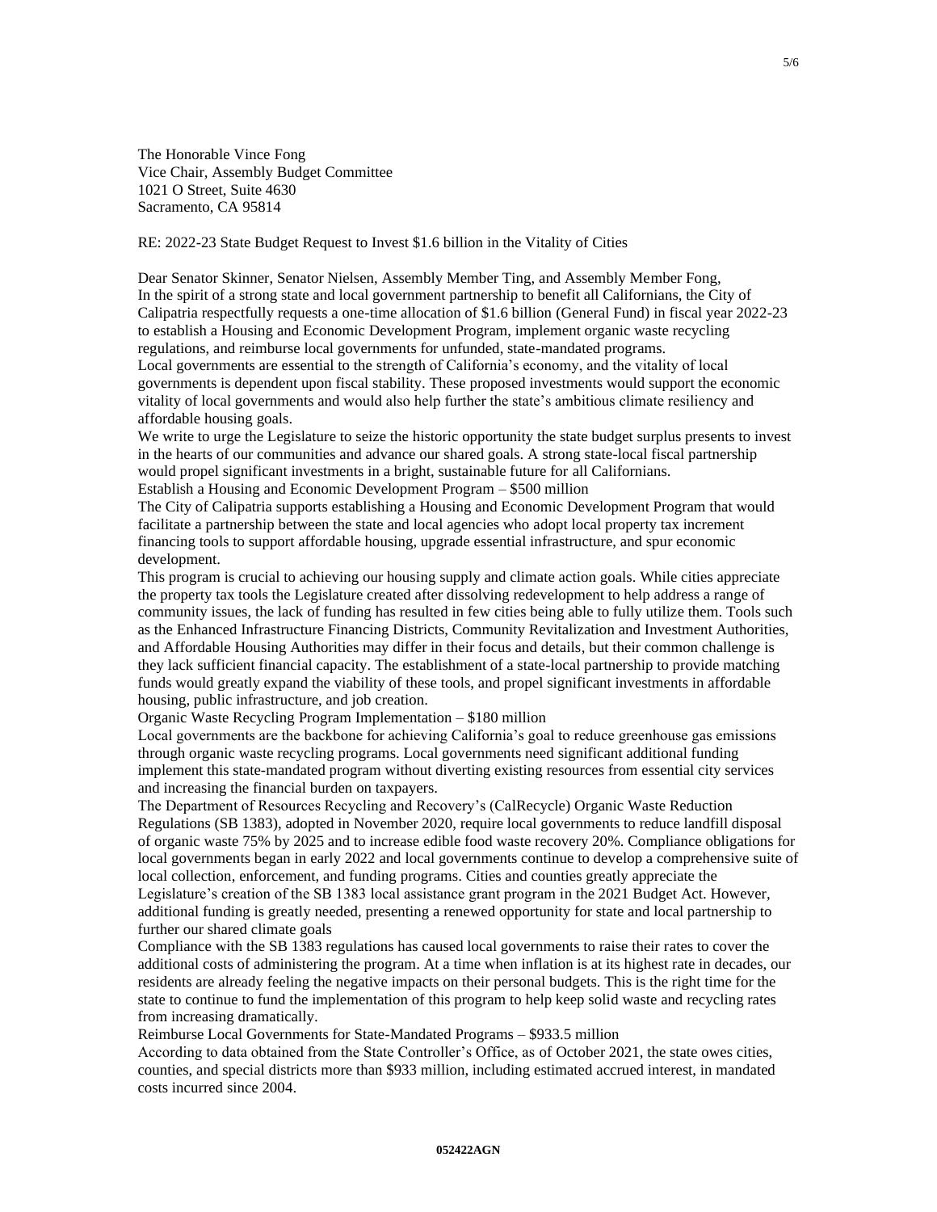The Honorable Vince Fong
Vice Chair, Assembly Budget Committee
1021 O Street, Suite 4630
Sacramento, CA 95814

RE: 2022-23 State Budget Request to Invest $1.6 billion in the Vitality of Cities

Dear Senator Skinner, Senator Nielsen, Assembly Member Ting, and Assembly Member Fong,

In the spirit of a strong state and local government partnership to benefit all Californians, the City of Calipatria respectfully requests a one-time allocation of $1.6 billion (General Fund) in fiscal year 2022-23 to establish a Housing and Economic Development Program, implement organic waste recycling regulations, and reimburse local governments for unfunded, state-mandated programs.

Local governments are essential to the strength of California's economy, and the vitality of local governments is dependent upon fiscal stability. These proposed investments would support the economic vitality of local governments and would also help further the state's ambitious climate resiliency and affordable housing goals.

We write to urge the Legislature to seize the historic opportunity the state budget surplus presents to invest in the hearts of our communities and advance our shared goals. A strong state-local fiscal partnership would propel significant investments in a bright, sustainable future for all Californians.

Establish a Housing and Economic Development Program – $500 million

The City of Calipatria supports establishing a Housing and Economic Development Program that would facilitate a partnership between the state and local agencies who adopt local property tax increment financing tools to support affordable housing, upgrade essential infrastructure, and spur economic development.

This program is crucial to achieving our housing supply and climate action goals. While cities appreciate the property tax tools the Legislature created after dissolving redevelopment to help address a range of community issues, the lack of funding has resulted in few cities being able to fully utilize them. Tools such as the Enhanced Infrastructure Financing Districts, Community Revitalization and Investment Authorities, and Affordable Housing Authorities may differ in their focus and details, but their common challenge is they lack sufficient financial capacity. The establishment of a state-local partnership to provide matching funds would greatly expand the viability of these tools, and propel significant investments in affordable housing, public infrastructure, and job creation.

Organic Waste Recycling Program Implementation – $180 million

Local governments are the backbone for achieving California's goal to reduce greenhouse gas emissions through organic waste recycling programs. Local governments need significant additional funding implement this state-mandated program without diverting existing resources from essential city services and increasing the financial burden on taxpayers.

The Department of Resources Recycling and Recovery's (CalRecycle) Organic Waste Reduction Regulations (SB 1383), adopted in November 2020, require local governments to reduce landfill disposal of organic waste 75% by 2025 and to increase edible food waste recovery 20%. Compliance obligations for local governments began in early 2022 and local governments continue to develop a comprehensive suite of local collection, enforcement, and funding programs. Cities and counties greatly appreciate the Legislature's creation of the SB 1383 local assistance grant program in the 2021 Budget Act. However, additional funding is greatly needed, presenting a renewed opportunity for state and local partnership to further our shared climate goals

Compliance with the SB 1383 regulations has caused local governments to raise their rates to cover the additional costs of administering the program. At a time when inflation is at its highest rate in decades, our residents are already feeling the negative impacts on their personal budgets. This is the right time for the state to continue to fund the implementation of this program to help keep solid waste and recycling rates from increasing dramatically.

Reimburse Local Governments for State-Mandated Programs – $933.5 million

According to data obtained from the State Controller's Office, as of October 2021, the state owes cities, counties, and special districts more than $933 million, including estimated accrued interest, in mandated costs incurred since 2004.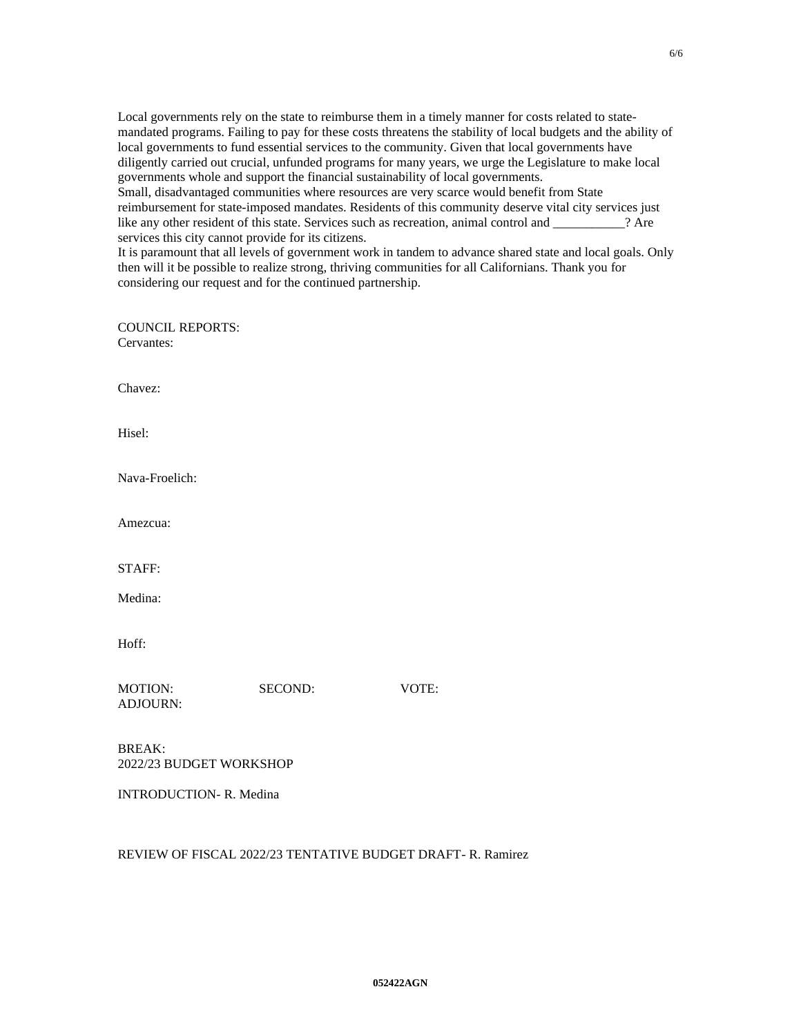Local governments rely on the state to reimburse them in a timely manner for costs related to state-mandated programs. Failing to pay for these costs threatens the stability of local budgets and the ability of local governments to fund essential services to the community. Given that local governments have diligently carried out crucial, unfunded programs for many years, we urge the Legislature to make local governments whole and support the financial sustainability of local governments.
Small, disadvantaged communities where resources are very scarce would benefit from State reimbursement for state-imposed mandates. Residents of this community deserve vital city services just like any other resident of this state. Services such as recreation, animal control and ___________? Are services this city cannot provide for its citizens.
It is paramount that all levels of government work in tandem to advance shared state and local goals. Only then will it be possible to realize strong, thriving communities for all Californians. Thank you for considering our request and for the continued partnership.

COUNCIL REPORTS:
Cervantes:

Chavez:

Hisel:

Nava-Froelich:

Amezcua:

STAFF:

Medina:

Hoff:

MOTION: SECOND: VOTE:
ADJOURN:

BREAK:
2022/23 BUDGET WORKSHOP

INTRODUCTION- R. Medina

REVIEW OF FISCAL 2022/23 TENTATIVE BUDGET DRAFT- R. Ramirez

**052422AGN**